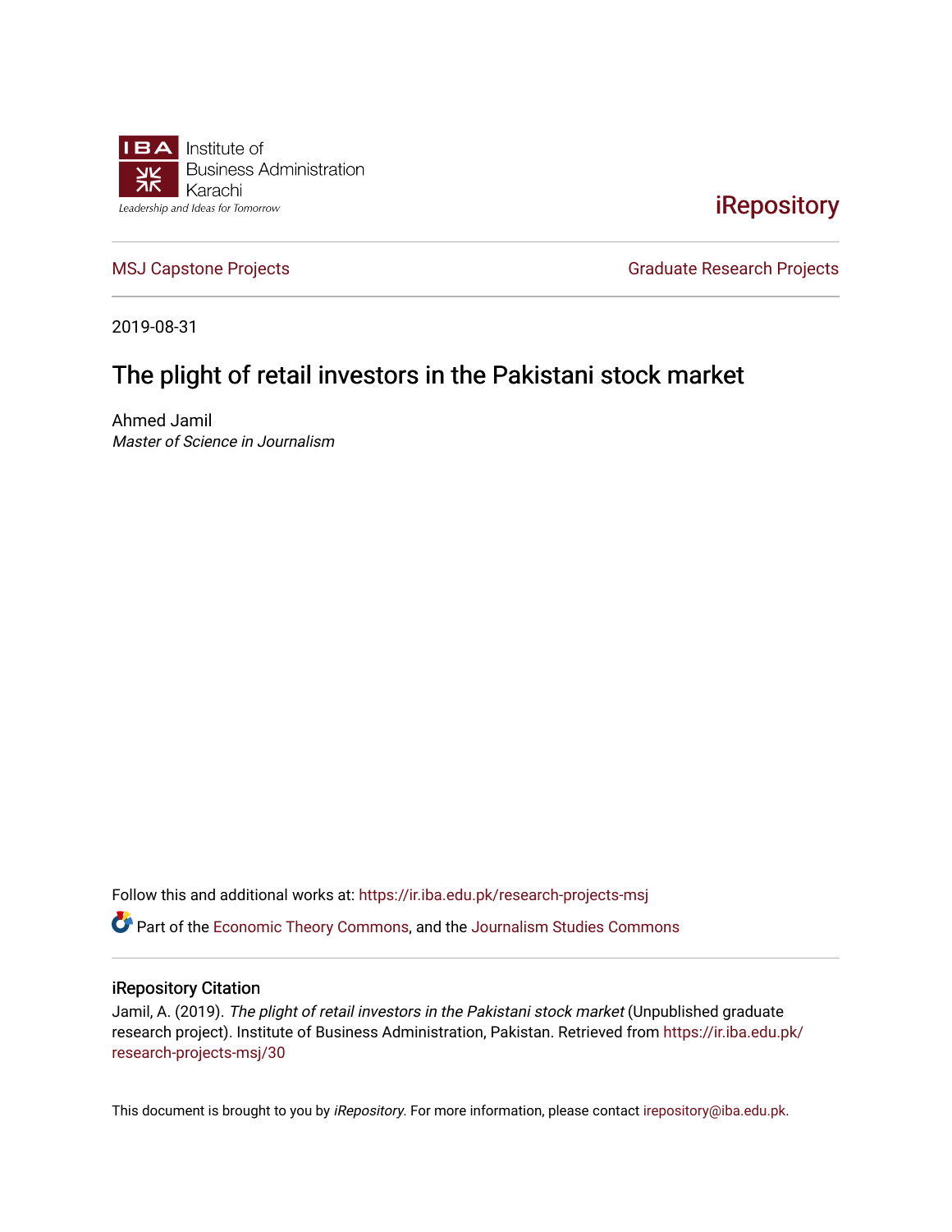Institute of
Business Administration
Karachi
Leadership and Ideas for Tomorrow

iRepository

MSJ Capstone Projects | Graduate Research Projects

2019-08-31

# The plight of retail investors in the Pakistani stock market

Ahmed Jamil
*Master of Science in Journalism*

Follow this and additional works at: https://ir.iba.edu.pk/research-projects-msj

Part of the Economic Theory Commons, and the Journalism Studies Commons

## iRepository Citation

Jamil, A. (2019). *The plight of retail investors in the Pakistani stock market* (Unpublished graduate research project). Institute of Business Administration, Pakistan. Retrieved from https://ir.iba.edu.pk/research-projects-msj/30

This document is brought to you by *iRepository*. For more information, please contact irepository@iba.edu.pk.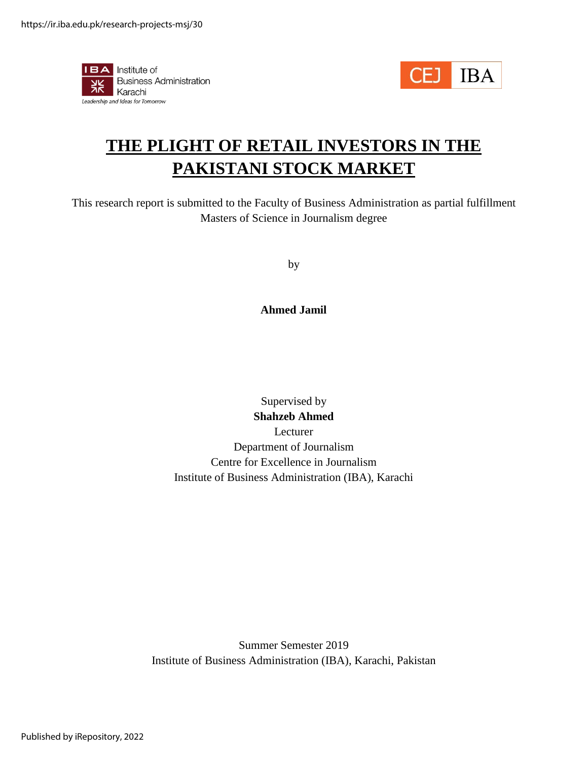# THE PLIGHT OF RETAIL INVESTORS IN THE PAKISTANI STOCK MARKET

This research report is submitted to the Faculty of Business Administration as partial fulfillment Masters of Science in Journalism degree

by

**Ahmed Jamil**

Supervised by
**Shahzeb Ahmed**
Lecturer
Department of Journalism
Centre for Excellence in Journalism
Institute of Business Administration (IBA), Karachi

Summer Semester 2019
Institute of Business Administration (IBA), Karachi, Pakistan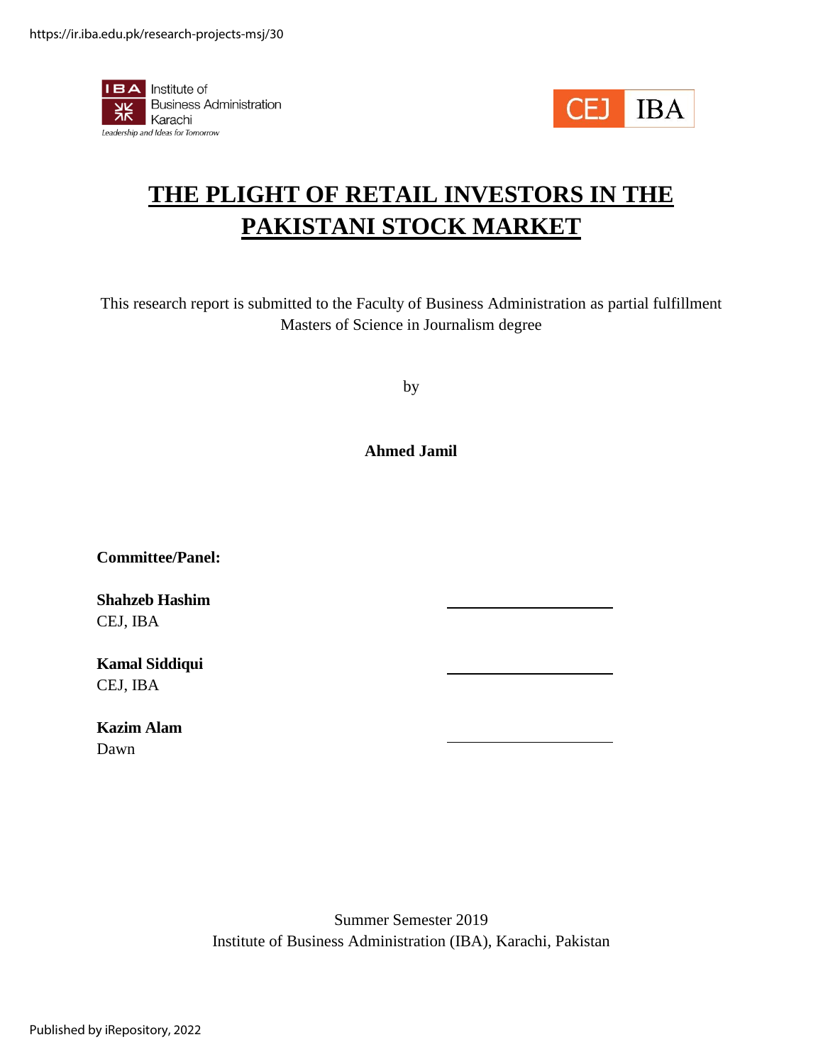# THE PLIGHT OF RETAIL INVESTORS IN THE PAKISTANI STOCK MARKET

This research report is submitted to the Faculty of Business Administration as partial fulfillment Masters of Science in Journalism degree

by

**Ahmed Jamil**

**Committee/Panel:**

**Shahzeb Hashim**
CEJ, IBA

**Kamal Siddiqui**
CEJ, IBA

**Kazim Alam**
Dawn

Summer Semester 2019
Institute of Business Administration (IBA), Karachi, Pakistan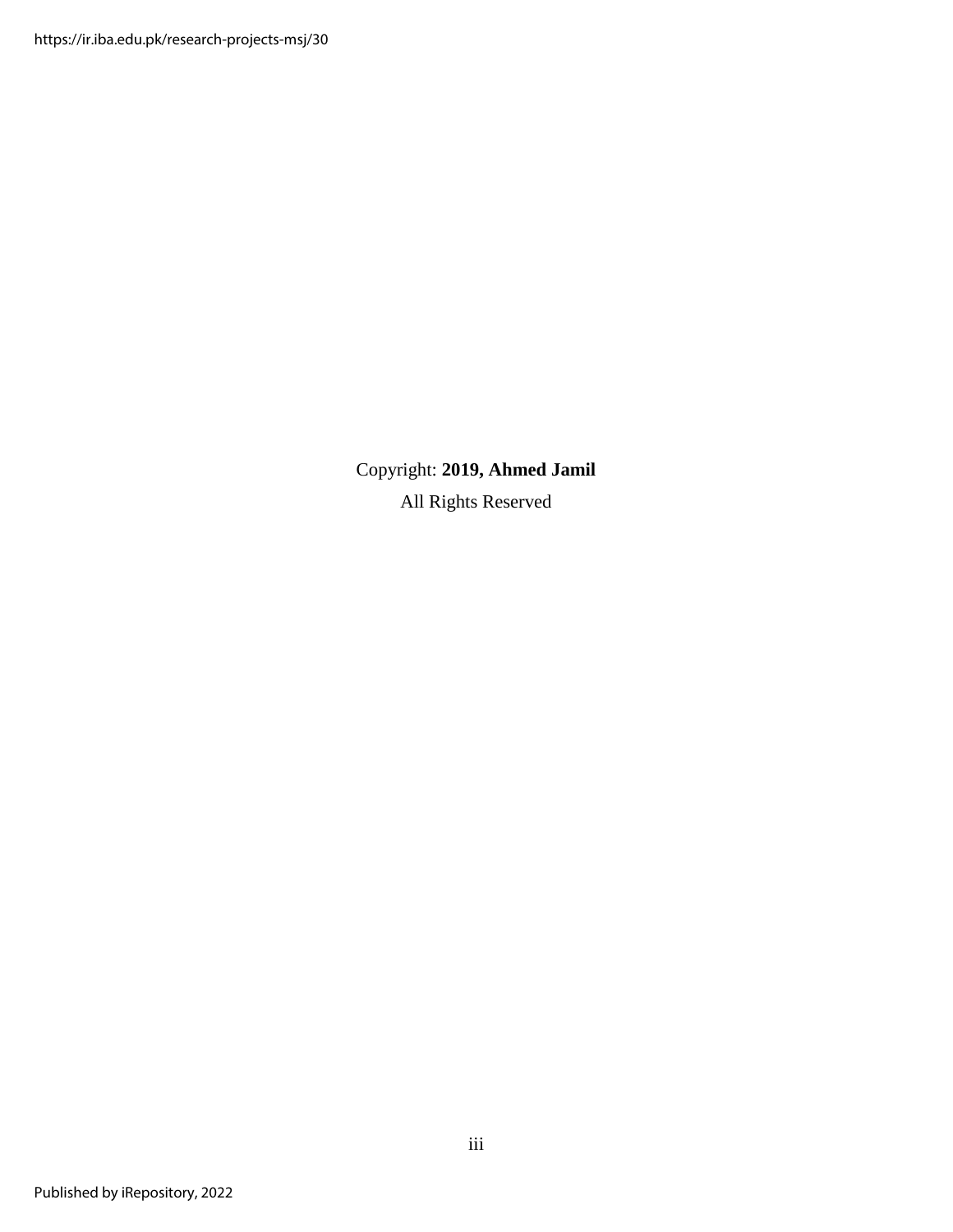Copyright: **2019, Ahmed Jamil**

All Rights Reserved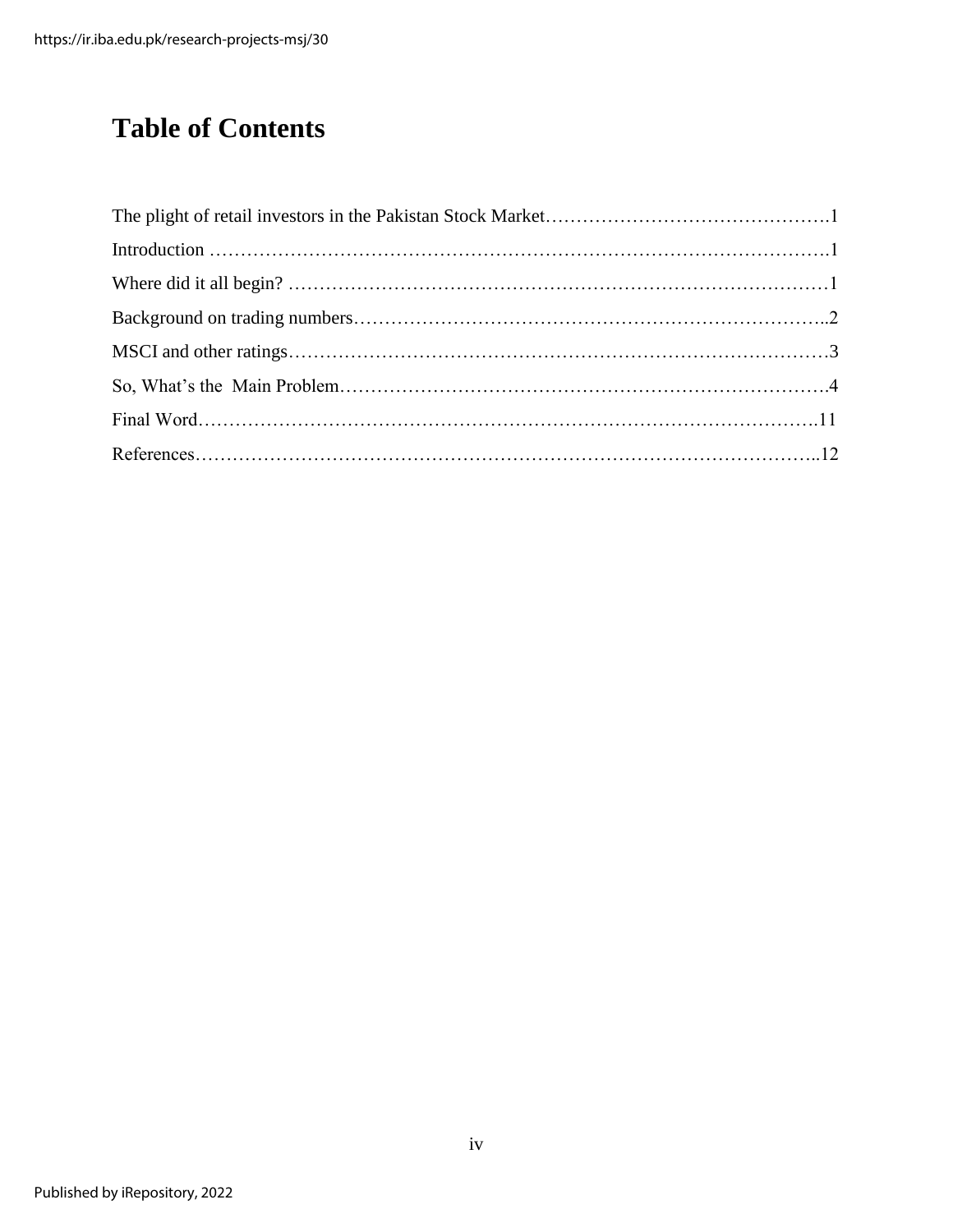# Table of Contents

The plight of retail investors in the Pakistan Stock Market……………………………………….1

Introduction ……………………………………………………………………………………..1

Where did it all begin? ……………………………………………………………….…………1

Background on trading numbers…………………………………………………………………..2

MSCI and other ratings……………………………………………………………………………3

So, What's the Main Problem…………………………………………………………………….4

Final Word……………………………………………………………………………………….11

References………………………………………………………………………………………..12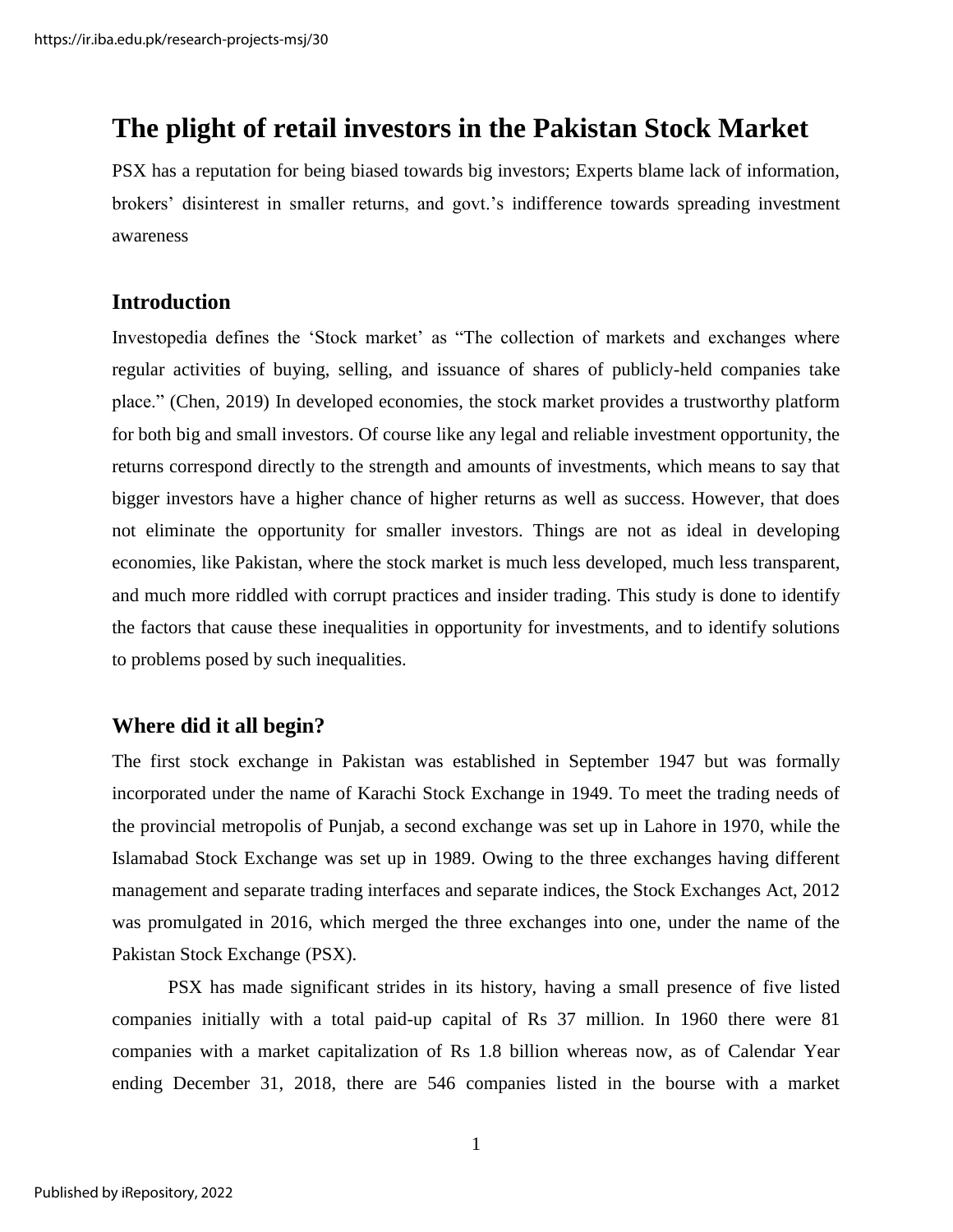# The plight of retail investors in the Pakistan Stock Market

PSX has a reputation for being biased towards big investors; Experts blame lack of information, brokers' disinterest in smaller returns, and govt.'s indifference towards spreading investment awareness

## Introduction

Investopedia defines the 'Stock market' as "The collection of markets and exchanges where regular activities of buying, selling, and issuance of shares of publicly-held companies take place." (Chen, 2019) In developed economies, the stock market provides a trustworthy platform for both big and small investors. Of course like any legal and reliable investment opportunity, the returns correspond directly to the strength and amounts of investments, which means to say that bigger investors have a higher chance of higher returns as well as success. However, that does not eliminate the opportunity for smaller investors. Things are not as ideal in developing economies, like Pakistan, where the stock market is much less developed, much less transparent, and much more riddled with corrupt practices and insider trading. This study is done to identify the factors that cause these inequalities in opportunity for investments, and to identify solutions to problems posed by such inequalities.

## Where did it all begin?

The first stock exchange in Pakistan was established in September 1947 but was formally incorporated under the name of Karachi Stock Exchange in 1949. To meet the trading needs of the provincial metropolis of Punjab, a second exchange was set up in Lahore in 1970, while the Islamabad Stock Exchange was set up in 1989. Owing to the three exchanges having different management and separate trading interfaces and separate indices, the Stock Exchanges Act, 2012 was promulgated in 2016, which merged the three exchanges into one, under the name of the Pakistan Stock Exchange (PSX).

PSX has made significant strides in its history, having a small presence of five listed companies initially with a total paid-up capital of Rs 37 million. In 1960 there were 81 companies with a market capitalization of Rs 1.8 billion whereas now, as of Calendar Year ending December 31, 2018, there are 546 companies listed in the bourse with a market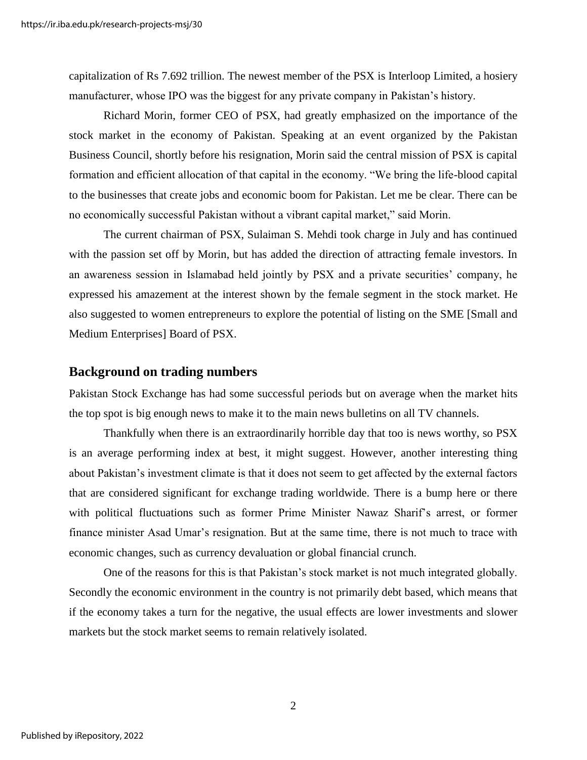capitalization of Rs 7.692 trillion. The newest member of the PSX is Interloop Limited, a hosiery manufacturer, whose IPO was the biggest for any private company in Pakistan's history.

Richard Morin, former CEO of PSX, had greatly emphasized on the importance of the stock market in the economy of Pakistan. Speaking at an event organized by the Pakistan Business Council, shortly before his resignation, Morin said the central mission of PSX is capital formation and efficient allocation of that capital in the economy. "We bring the life-blood capital to the businesses that create jobs and economic boom for Pakistan. Let me be clear. There can be no economically successful Pakistan without a vibrant capital market," said Morin.

The current chairman of PSX, Sulaiman S. Mehdi took charge in July and has continued with the passion set off by Morin, but has added the direction of attracting female investors. In an awareness session in Islamabad held jointly by PSX and a private securities' company, he expressed his amazement at the interest shown by the female segment in the stock market. He also suggested to women entrepreneurs to explore the potential of listing on the SME [Small and Medium Enterprises] Board of PSX.

## Background on trading numbers

Pakistan Stock Exchange has had some successful periods but on average when the market hits the top spot is big enough news to make it to the main news bulletins on all TV channels.

Thankfully when there is an extraordinarily horrible day that too is news worthy, so PSX is an average performing index at best, it might suggest. However, another interesting thing about Pakistan's investment climate is that it does not seem to get affected by the external factors that are considered significant for exchange trading worldwide. There is a bump here or there with political fluctuations such as former Prime Minister Nawaz Sharif's arrest, or former finance minister Asad Umar's resignation. But at the same time, there is not much to trace with economic changes, such as currency devaluation or global financial crunch.

One of the reasons for this is that Pakistan's stock market is not much integrated globally. Secondly the economic environment in the country is not primarily debt based, which means that if the economy takes a turn for the negative, the usual effects are lower investments and slower markets but the stock market seems to remain relatively isolated.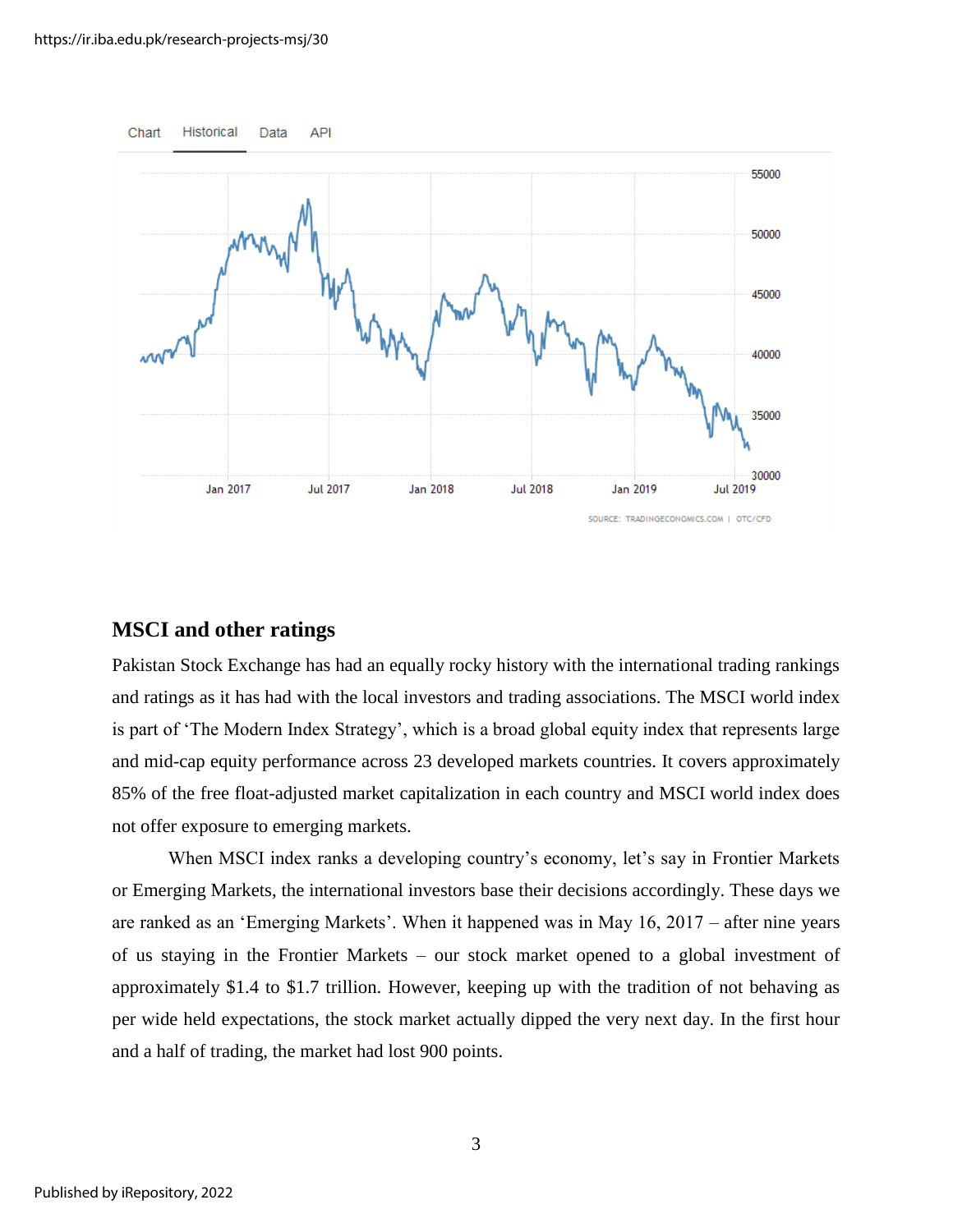## MSCI and other ratings

Pakistan Stock Exchange has had an equally rocky history with the international trading rankings and ratings as it has had with the local investors and trading associations. The MSCI world index is part of 'The Modern Index Strategy', which is a broad global equity index that represents large and mid-cap equity performance across 23 developed markets countries. It covers approximately 85% of the free float-adjusted market capitalization in each country and MSCI world index does not offer exposure to emerging markets.

When MSCI index ranks a developing country's economy, let's say in Frontier Markets or Emerging Markets, the international investors base their decisions accordingly. These days we are ranked as an 'Emerging Markets'. When it happened was in May 16, 2017 – after nine years of us staying in the Frontier Markets – our stock market opened to a global investment of approximately \$1.4 to \$1.7 trillion. However, keeping up with the tradition of not behaving as per wide held expectations, the stock market actually dipped the very next day. In the first hour and a half of trading, the market had lost 900 points.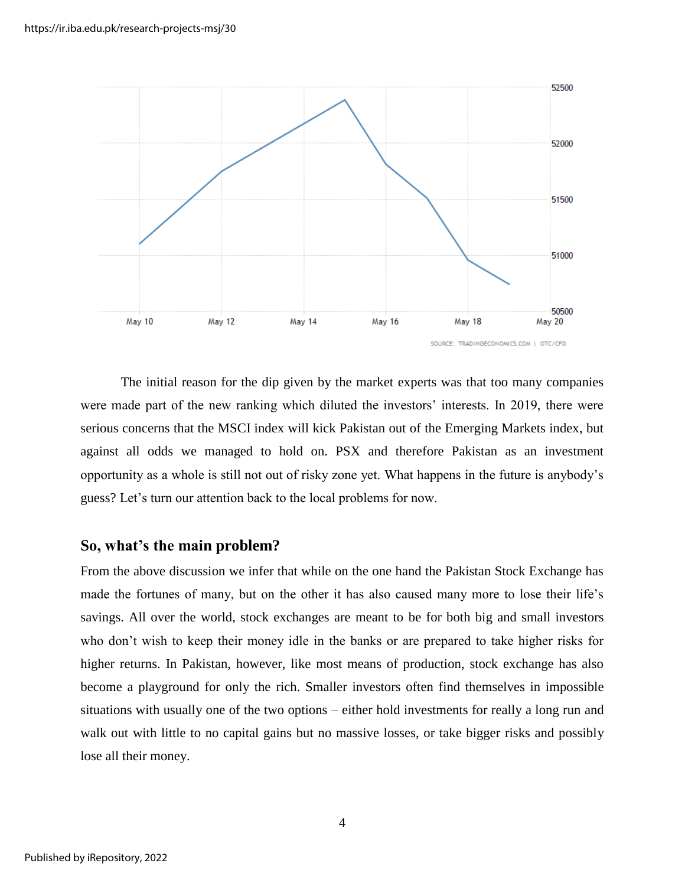The initial reason for the dip given by the market experts was that too many companies were made part of the new ranking which diluted the investors' interests. In 2019, there were serious concerns that the MSCI index will kick Pakistan out of the Emerging Markets index, but against all odds we managed to hold on. PSX and therefore Pakistan as an investment opportunity as a whole is still not out of risky zone yet. What happens in the future is anybody's guess? Let's turn our attention back to the local problems for now.

## So, what's the main problem?

From the above discussion we infer that while on the one hand the Pakistan Stock Exchange has made the fortunes of many, but on the other it has also caused many more to lose their life's savings. All over the world, stock exchanges are meant to be for both big and small investors who don't wish to keep their money idle in the banks or are prepared to take higher risks for higher returns. In Pakistan, however, like most means of production, stock exchange has also become a playground for only the rich. Smaller investors often find themselves in impossible situations with usually one of the two options – either hold investments for really a long run and walk out with little to no capital gains but no massive losses, or take bigger risks and possibly lose all their money.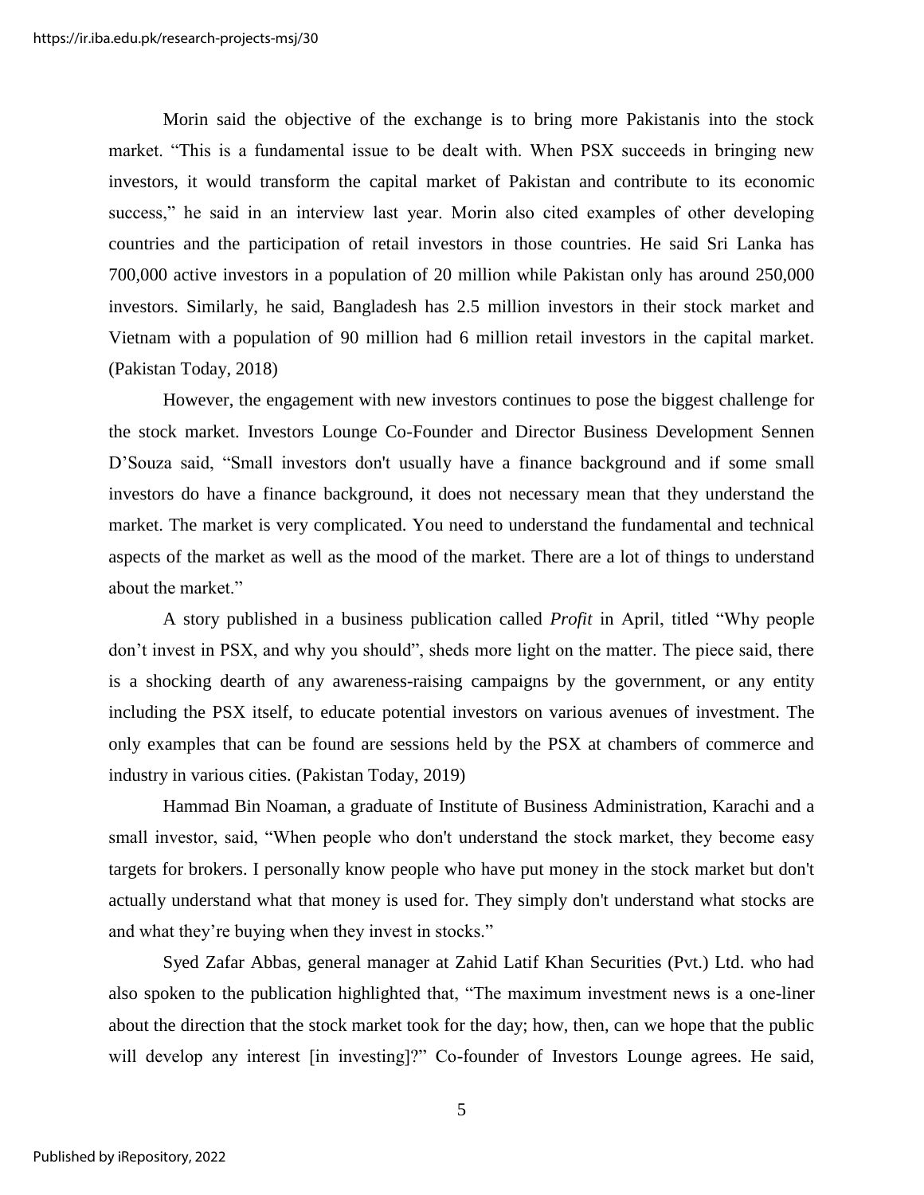Morin said the objective of the exchange is to bring more Pakistanis into the stock market. “This is a fundamental issue to be dealt with. When PSX succeeds in bringing new investors, it would transform the capital market of Pakistan and contribute to its economic success,” he said in an interview last year. Morin also cited examples of other developing countries and the participation of retail investors in those countries. He said Sri Lanka has 700,000 active investors in a population of 20 million while Pakistan only has around 250,000 investors. Similarly, he said, Bangladesh has 2.5 million investors in their stock market and Vietnam with a population of 90 million had 6 million retail investors in the capital market. (Pakistan Today, 2018)

However, the engagement with new investors continues to pose the biggest challenge for the stock market. Investors Lounge Co-Founder and Director Business Development Sennen D’Souza said, “Small investors don't usually have a finance background and if some small investors do have a finance background, it does not necessary mean that they understand the market. The market is very complicated. You need to understand the fundamental and technical aspects of the market as well as the mood of the market. There are a lot of things to understand about the market.”

A story published in a business publication called *Profit* in April, titled “Why people don’t invest in PSX, and why you should”, sheds more light on the matter. The piece said, there is a shocking dearth of any awareness-raising campaigns by the government, or any entity including the PSX itself, to educate potential investors on various avenues of investment. The only examples that can be found are sessions held by the PSX at chambers of commerce and industry in various cities. (Pakistan Today, 2019)

Hammad Bin Noaman, a graduate of Institute of Business Administration, Karachi and a small investor, said, “When people who don't understand the stock market, they become easy targets for brokers. I personally know people who have put money in the stock market but don't actually understand what that money is used for. They simply don't understand what stocks are and what they’re buying when they invest in stocks.”

Syed Zafar Abbas, general manager at Zahid Latif Khan Securities (Pvt.) Ltd. who had also spoken to the publication highlighted that, “The maximum investment news is a one-liner about the direction that the stock market took for the day; how, then, can we hope that the public will develop any interest [in investing]?” Co-founder of Investors Lounge agrees. He said,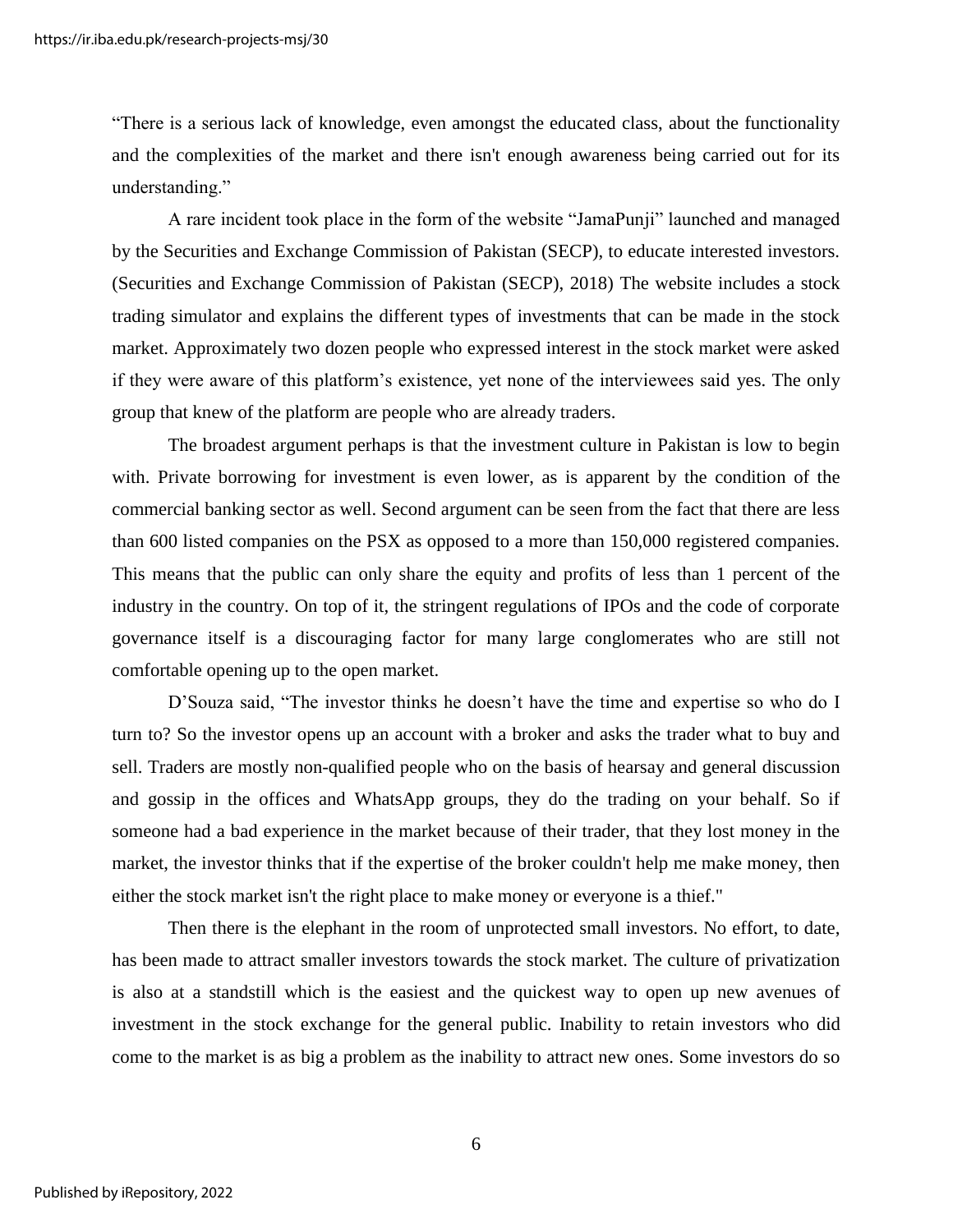"There is a serious lack of knowledge, even amongst the educated class, about the functionality and the complexities of the market and there isn't enough awareness being carried out for its understanding."

A rare incident took place in the form of the website "JamaPunji" launched and managed by the Securities and Exchange Commission of Pakistan (SECP), to educate interested investors. (Securities and Exchange Commission of Pakistan (SECP), 2018) The website includes a stock trading simulator and explains the different types of investments that can be made in the stock market. Approximately two dozen people who expressed interest in the stock market were asked if they were aware of this platform's existence, yet none of the interviewees said yes. The only group that knew of the platform are people who are already traders.

The broadest argument perhaps is that the investment culture in Pakistan is low to begin with. Private borrowing for investment is even lower, as is apparent by the condition of the commercial banking sector as well. Second argument can be seen from the fact that there are less than 600 listed companies on the PSX as opposed to a more than 150,000 registered companies. This means that the public can only share the equity and profits of less than 1 percent of the industry in the country. On top of it, the stringent regulations of IPOs and the code of corporate governance itself is a discouraging factor for many large conglomerates who are still not comfortable opening up to the open market.

D'Souza said, "The investor thinks he doesn't have the time and expertise so who do I turn to? So the investor opens up an account with a broker and asks the trader what to buy and sell. Traders are mostly non-qualified people who on the basis of hearsay and general discussion and gossip in the offices and WhatsApp groups, they do the trading on your behalf. So if someone had a bad experience in the market because of their trader, that they lost money in the market, the investor thinks that if the expertise of the broker couldn't help me make money, then either the stock market isn't the right place to make money or everyone is a thief."

Then there is the elephant in the room of unprotected small investors. No effort, to date, has been made to attract smaller investors towards the stock market. The culture of privatization is also at a standstill which is the easiest and the quickest way to open up new avenues of investment in the stock exchange for the general public. Inability to retain investors who did come to the market is as big a problem as the inability to attract new ones. Some investors do so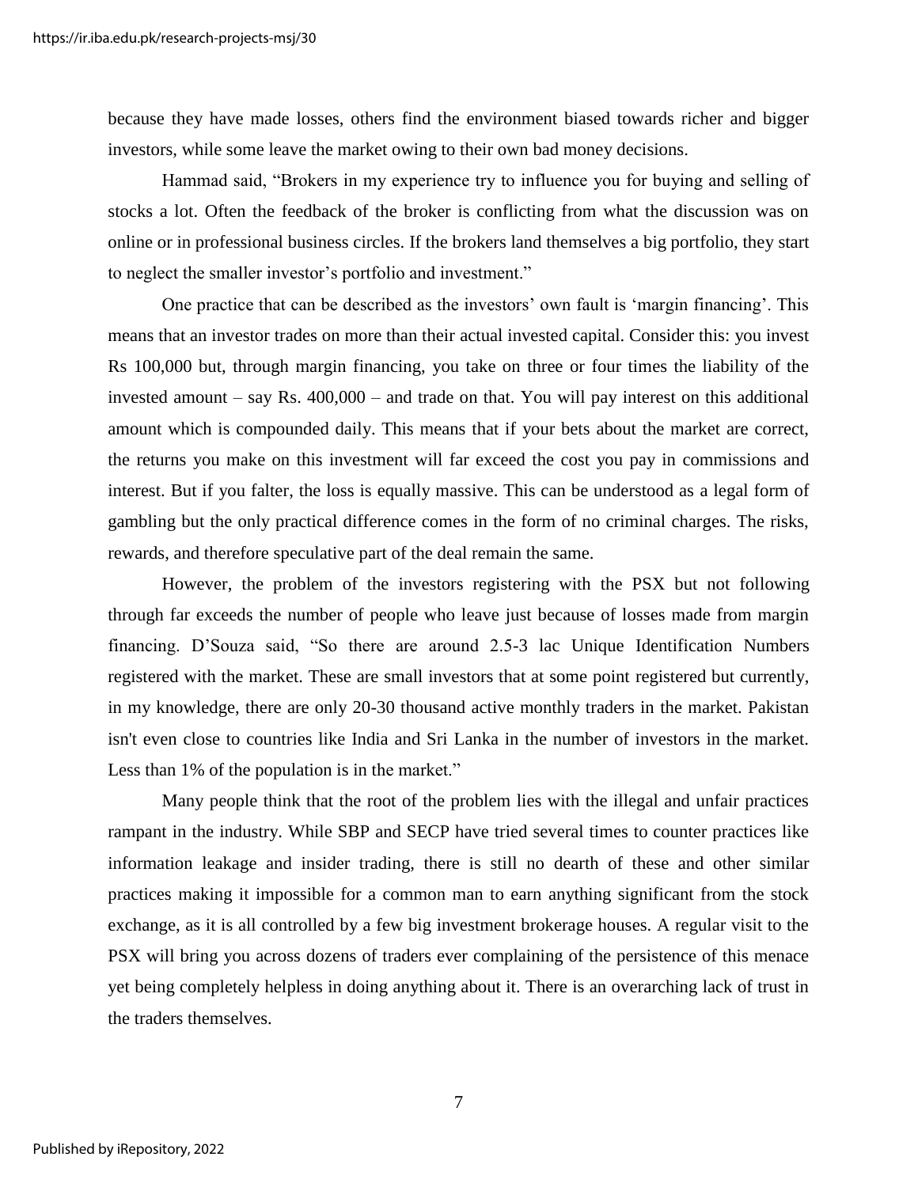because they have made losses, others find the environment biased towards richer and bigger investors, while some leave the market owing to their own bad money decisions.

Hammad said, "Brokers in my experience try to influence you for buying and selling of stocks a lot. Often the feedback of the broker is conflicting from what the discussion was on online or in professional business circles. If the brokers land themselves a big portfolio, they start to neglect the smaller investor's portfolio and investment."

One practice that can be described as the investors' own fault is 'margin financing'. This means that an investor trades on more than their actual invested capital. Consider this: you invest Rs 100,000 but, through margin financing, you take on three or four times the liability of the invested amount – say Rs. 400,000 – and trade on that. You will pay interest on this additional amount which is compounded daily. This means that if your bets about the market are correct, the returns you make on this investment will far exceed the cost you pay in commissions and interest. But if you falter, the loss is equally massive. This can be understood as a legal form of gambling but the only practical difference comes in the form of no criminal charges. The risks, rewards, and therefore speculative part of the deal remain the same.

However, the problem of the investors registering with the PSX but not following through far exceeds the number of people who leave just because of losses made from margin financing. D'Souza said, "So there are around 2.5-3 lac Unique Identification Numbers registered with the market. These are small investors that at some point registered but currently, in my knowledge, there are only 20-30 thousand active monthly traders in the market. Pakistan isn't even close to countries like India and Sri Lanka in the number of investors in the market. Less than 1% of the population is in the market."

Many people think that the root of the problem lies with the illegal and unfair practices rampant in the industry. While SBP and SECP have tried several times to counter practices like information leakage and insider trading, there is still no dearth of these and other similar practices making it impossible for a common man to earn anything significant from the stock exchange, as it is all controlled by a few big investment brokerage houses. A regular visit to the PSX will bring you across dozens of traders ever complaining of the persistence of this menace yet being completely helpless in doing anything about it. There is an overarching lack of trust in the traders themselves.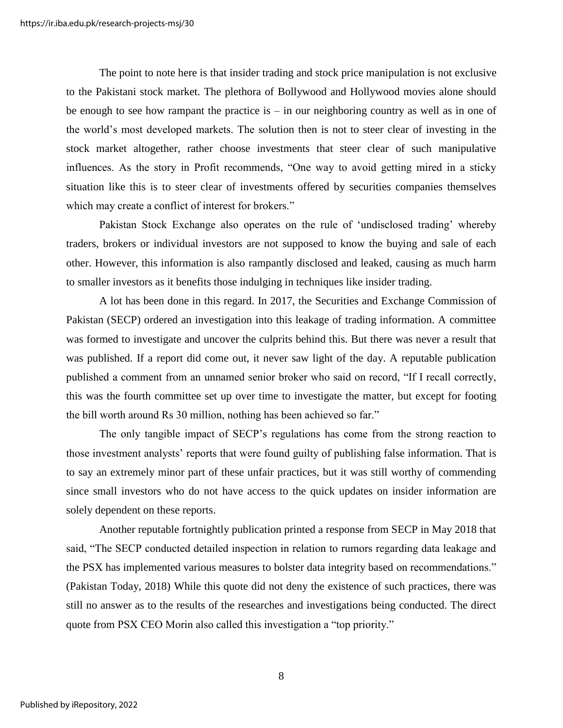The point to note here is that insider trading and stock price manipulation is not exclusive to the Pakistani stock market. The plethora of Bollywood and Hollywood movies alone should be enough to see how rampant the practice is – in our neighboring country as well as in one of the world's most developed markets. The solution then is not to steer clear of investing in the stock market altogether, rather choose investments that steer clear of such manipulative influences. As the story in Profit recommends, "One way to avoid getting mired in a sticky situation like this is to steer clear of investments offered by securities companies themselves which may create a conflict of interest for brokers."

Pakistan Stock Exchange also operates on the rule of 'undisclosed trading' whereby traders, brokers or individual investors are not supposed to know the buying and sale of each other. However, this information is also rampantly disclosed and leaked, causing as much harm to smaller investors as it benefits those indulging in techniques like insider trading.

A lot has been done in this regard. In 2017, the Securities and Exchange Commission of Pakistan (SECP) ordered an investigation into this leakage of trading information. A committee was formed to investigate and uncover the culprits behind this. But there was never a result that was published. If a report did come out, it never saw light of the day. A reputable publication published a comment from an unnamed senior broker who said on record, "If I recall correctly, this was the fourth committee set up over time to investigate the matter, but except for footing the bill worth around Rs 30 million, nothing has been achieved so far."

The only tangible impact of SECP's regulations has come from the strong reaction to those investment analysts' reports that were found guilty of publishing false information. That is to say an extremely minor part of these unfair practices, but it was still worthy of commending since small investors who do not have access to the quick updates on insider information are solely dependent on these reports.

Another reputable fortnightly publication printed a response from SECP in May 2018 that said, "The SECP conducted detailed inspection in relation to rumors regarding data leakage and the PSX has implemented various measures to bolster data integrity based on recommendations." (Pakistan Today, 2018) While this quote did not deny the existence of such practices, there was still no answer as to the results of the researches and investigations being conducted. The direct quote from PSX CEO Morin also called this investigation a "top priority."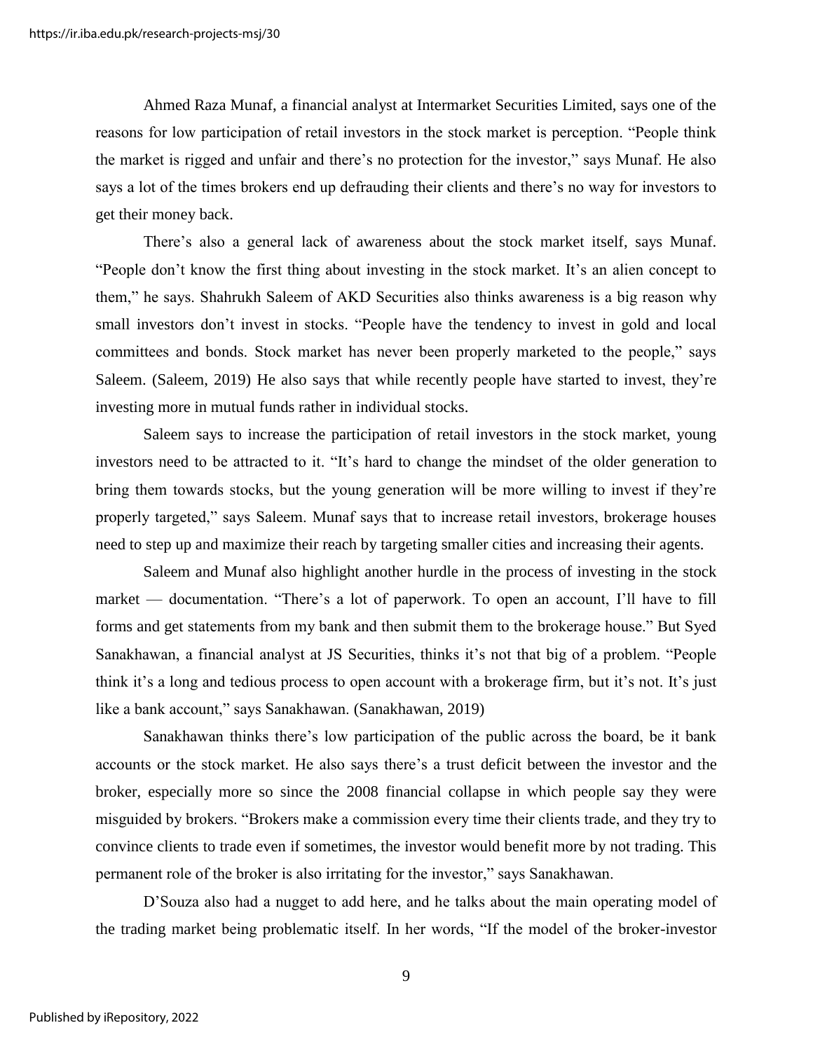Ahmed Raza Munaf, a financial analyst at Intermarket Securities Limited, says one of the reasons for low participation of retail investors in the stock market is perception. "People think the market is rigged and unfair and there's no protection for the investor," says Munaf. He also says a lot of the times brokers end up defrauding their clients and there's no way for investors to get their money back.

There's also a general lack of awareness about the stock market itself, says Munaf. "People don't know the first thing about investing in the stock market. It's an alien concept to them," he says. Shahrukh Saleem of AKD Securities also thinks awareness is a big reason why small investors don't invest in stocks. "People have the tendency to invest in gold and local committees and bonds. Stock market has never been properly marketed to the people," says Saleem. (Saleem, 2019) He also says that while recently people have started to invest, they're investing more in mutual funds rather in individual stocks.

Saleem says to increase the participation of retail investors in the stock market, young investors need to be attracted to it. "It's hard to change the mindset of the older generation to bring them towards stocks, but the young generation will be more willing to invest if they're properly targeted," says Saleem. Munaf says that to increase retail investors, brokerage houses need to step up and maximize their reach by targeting smaller cities and increasing their agents.

Saleem and Munaf also highlight another hurdle in the process of investing in the stock market — documentation. "There's a lot of paperwork. To open an account, I'll have to fill forms and get statements from my bank and then submit them to the brokerage house." But Syed Sanakhawan, a financial analyst at JS Securities, thinks it's not that big of a problem. "People think it's a long and tedious process to open account with a brokerage firm, but it's not. It's just like a bank account," says Sanakhawan. (Sanakhawan, 2019)

Sanakhawan thinks there's low participation of the public across the board, be it bank accounts or the stock market. He also says there's a trust deficit between the investor and the broker, especially more so since the 2008 financial collapse in which people say they were misguided by brokers. "Brokers make a commission every time their clients trade, and they try to convince clients to trade even if sometimes, the investor would benefit more by not trading. This permanent role of the broker is also irritating for the investor," says Sanakhawan.

D'Souza also had a nugget to add here, and he talks about the main operating model of the trading market being problematic itself. In her words, "If the model of the broker-investor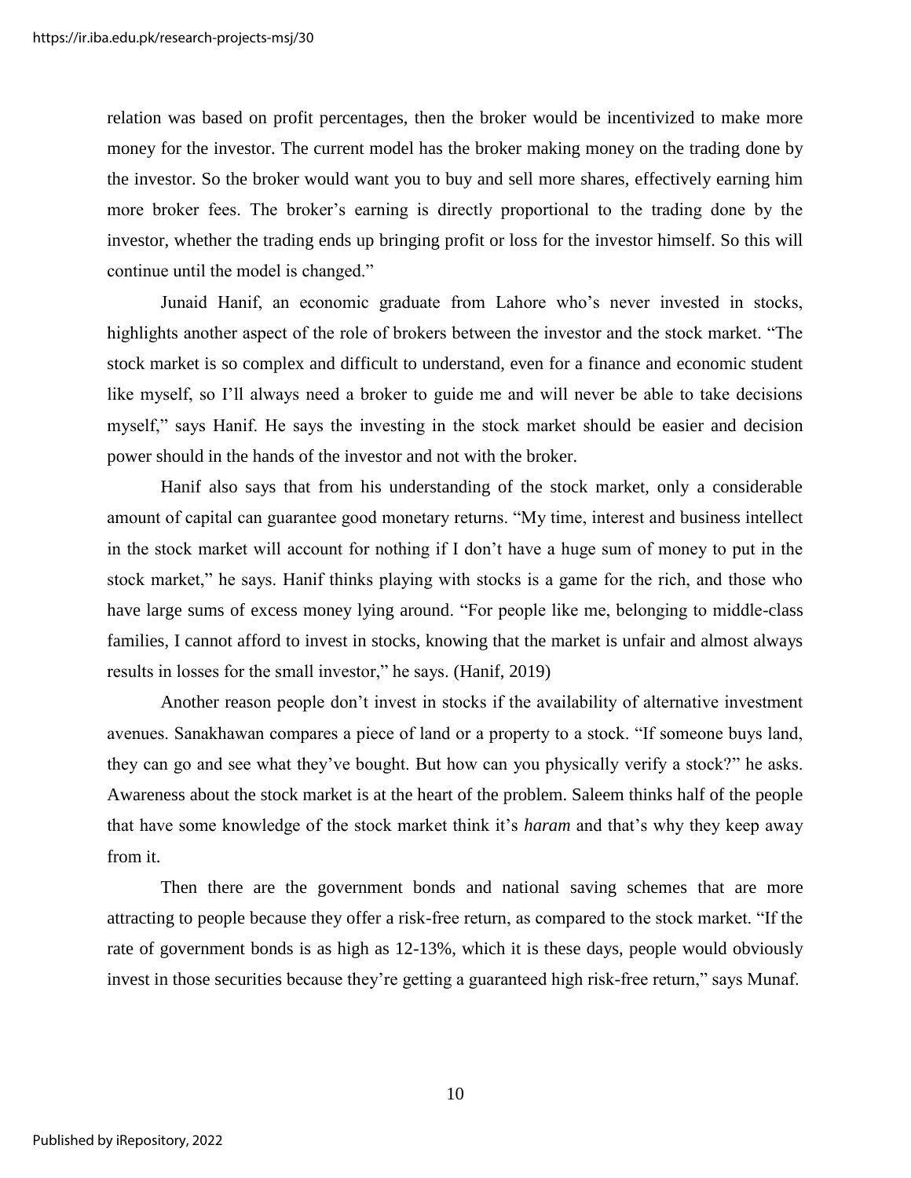relation was based on profit percentages, then the broker would be incentivized to make more money for the investor. The current model has the broker making money on the trading done by the investor. So the broker would want you to buy and sell more shares, effectively earning him more broker fees. The broker's earning is directly proportional to the trading done by the investor, whether the trading ends up bringing profit or loss for the investor himself. So this will continue until the model is changed."

Junaid Hanif, an economic graduate from Lahore who's never invested in stocks, highlights another aspect of the role of brokers between the investor and the stock market. "The stock market is so complex and difficult to understand, even for a finance and economic student like myself, so I'll always need a broker to guide me and will never be able to take decisions myself," says Hanif. He says the investing in the stock market should be easier and decision power should in the hands of the investor and not with the broker.

Hanif also says that from his understanding of the stock market, only a considerable amount of capital can guarantee good monetary returns. "My time, interest and business intellect in the stock market will account for nothing if I don't have a huge sum of money to put in the stock market," he says. Hanif thinks playing with stocks is a game for the rich, and those who have large sums of excess money lying around. "For people like me, belonging to middle-class families, I cannot afford to invest in stocks, knowing that the market is unfair and almost always results in losses for the small investor," he says. (Hanif, 2019)

Another reason people don't invest in stocks if the availability of alternative investment avenues. Sanakhawan compares a piece of land or a property to a stock. "If someone buys land, they can go and see what they've bought. But how can you physically verify a stock?" he asks. Awareness about the stock market is at the heart of the problem. Saleem thinks half of the people that have some knowledge of the stock market think it's *haram* and that's why they keep away from it.

Then there are the government bonds and national saving schemes that are more attracting to people because they offer a risk-free return, as compared to the stock market. "If the rate of government bonds is as high as 12-13%, which it is these days, people would obviously invest in those securities because they're getting a guaranteed high risk-free return," says Munaf.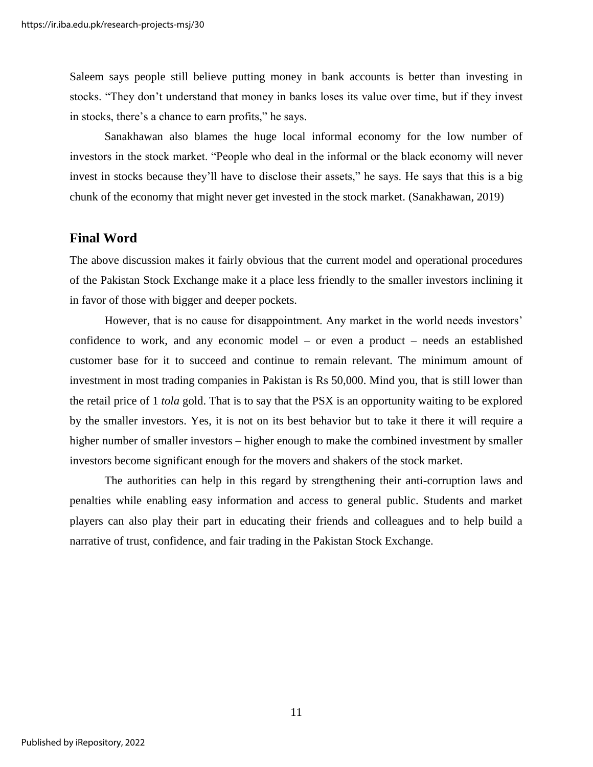Saleem says people still believe putting money in bank accounts is better than investing in stocks. "They don't understand that money in banks loses its value over time, but if they invest in stocks, there's a chance to earn profits," he says.

Sanakhawan also blames the huge local informal economy for the low number of investors in the stock market. "People who deal in the informal or the black economy will never invest in stocks because they'll have to disclose their assets," he says. He says that this is a big chunk of the economy that might never get invested in the stock market. (Sanakhawan, 2019)

## Final Word

The above discussion makes it fairly obvious that the current model and operational procedures of the Pakistan Stock Exchange make it a place less friendly to the smaller investors inclining it in favor of those with bigger and deeper pockets.

However, that is no cause for disappointment. Any market in the world needs investors' confidence to work, and any economic model – or even a product – needs an established customer base for it to succeed and continue to remain relevant. The minimum amount of investment in most trading companies in Pakistan is Rs 50,000. Mind you, that is still lower than the retail price of 1 *tola* gold. That is to say that the PSX is an opportunity waiting to be explored by the smaller investors. Yes, it is not on its best behavior but to take it there it will require a higher number of smaller investors – higher enough to make the combined investment by smaller investors become significant enough for the movers and shakers of the stock market.

The authorities can help in this regard by strengthening their anti-corruption laws and penalties while enabling easy information and access to general public. Students and market players can also play their part in educating their friends and colleagues and to help build a narrative of trust, confidence, and fair trading in the Pakistan Stock Exchange.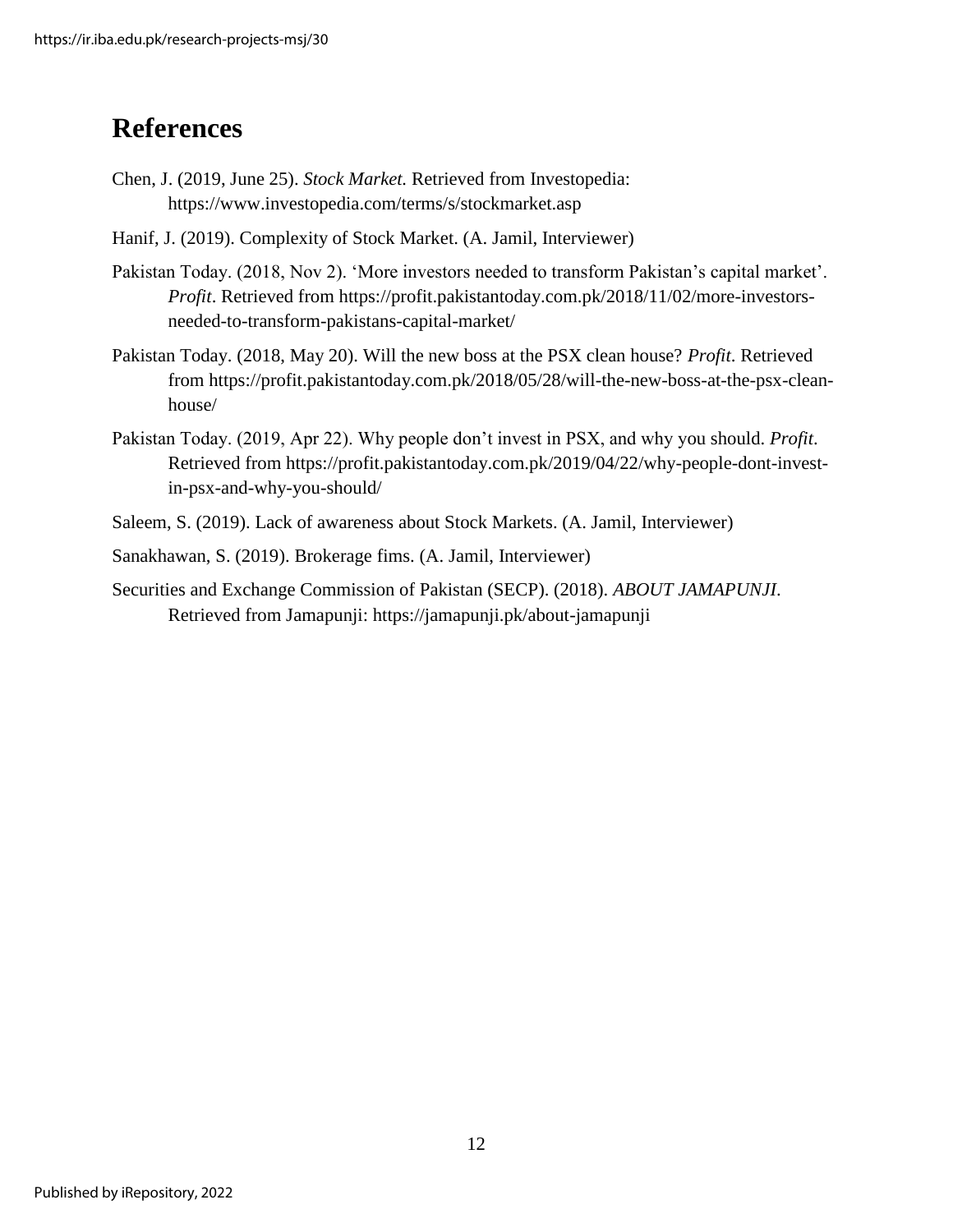# References

Chen, J. (2019, June 25). *Stock Market.* Retrieved from Investopedia: https://www.investopedia.com/terms/s/stockmarket.asp

Hanif, J. (2019). Complexity of Stock Market. (A. Jamil, Interviewer)

Pakistan Today. (2018, Nov 2). 'More investors needed to transform Pakistan's capital market'. *Profit*. Retrieved from https://profit.pakistantoday.com.pk/2018/11/02/more-investors-needed-to-transform-pakistans-capital-market/

Pakistan Today. (2018, May 20). Will the new boss at the PSX clean house? *Profit*. Retrieved from https://profit.pakistantoday.com.pk/2018/05/28/will-the-new-boss-at-the-psx-clean-house/

Pakistan Today. (2019, Apr 22). Why people don't invest in PSX, and why you should. *Profit*. Retrieved from https://profit.pakistantoday.com.pk/2019/04/22/why-people-dont-invest-in-psx-and-why-you-should/

Saleem, S. (2019). Lack of awareness about Stock Markets. (A. Jamil, Interviewer)

Sanakhawan, S. (2019). Brokerage fims. (A. Jamil, Interviewer)

Securities and Exchange Commission of Pakistan (SECP). (2018). *ABOUT JAMAPUNJI*. Retrieved from Jamapunji: https://jamapunji.pk/about-jamapunji